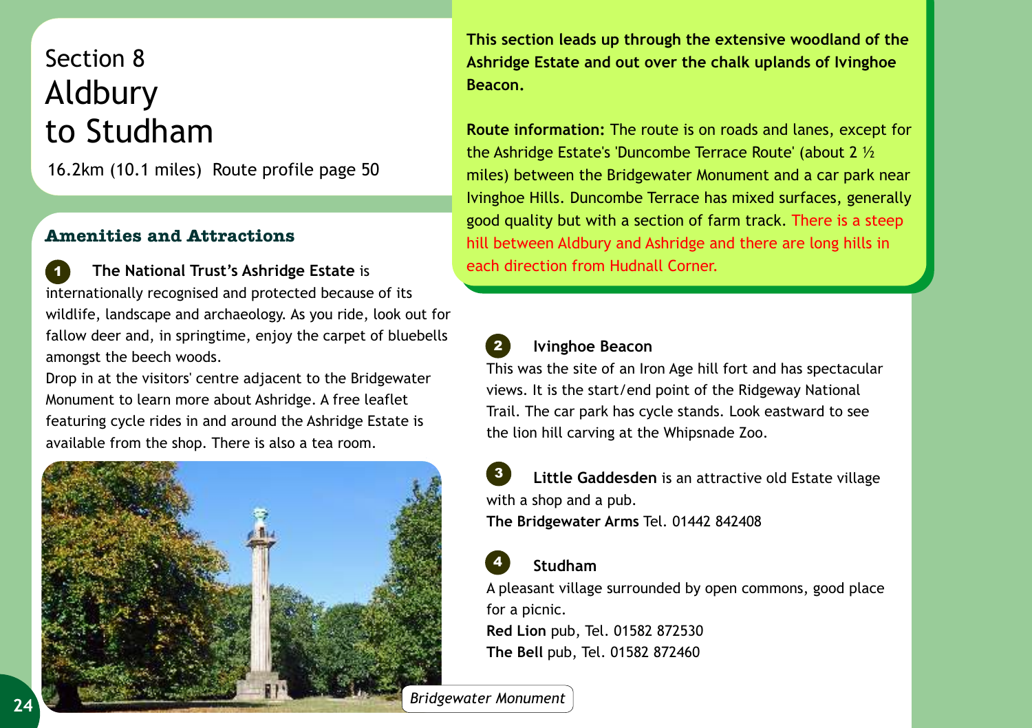# Section 8
# Aldbury to Studham

16.2km (10.1 miles) Route profile page 50

**This section leads up through the extensive woodland of the Ashridge Estate and out over the chalk uplands of Ivinghoe Beacon.**

**Route information:** The route is on roads and lanes, except for the Ashridge Estate's 'Duncombe Terrace Route' (about 2 ½ miles) between the Bridgewater Monument and a car park near Ivinghoe Hills. Duncombe Terrace has mixed surfaces, generally good quality but with a section of farm track. There is a steep hill between Aldbury and Ashridge and there are long hills in each direction from Hudnall Corner.

## Amenities and Attractions

**1** **The National Trust's Ashridge Estate** is internationally recognised and protected because of its wildlife, landscape and archaeology. As you ride, look out for fallow deer and, in springtime, enjoy the carpet of bluebells amongst the beech woods.

Drop in at the visitors' centre adjacent to the Bridgewater Monument to learn more about Ashridge. A free leaflet featuring cycle rides in and around the Ashridge Estate is available from the shop. There is also a tea room.

*Bridgewater Monument*

**2** **Ivinghoe Beacon**

This was the site of an Iron Age hill fort and has spectacular views. It is the start/end point of the Ridgeway National Trail. The car park has cycle stands. Look eastward to see the lion hill carving at the Whipsnade Zoo.

**3** **Little Gaddesden** is an attractive old Estate village with a shop and a pub.

**The Bridgewater Arms** Tel. 01442 842408

**4** **Studham**

A pleasant village surrounded by open commons, good place for a picnic.

**Red Lion** pub, Tel. 01582 872530

**The Bell** pub, Tel. 01582 872460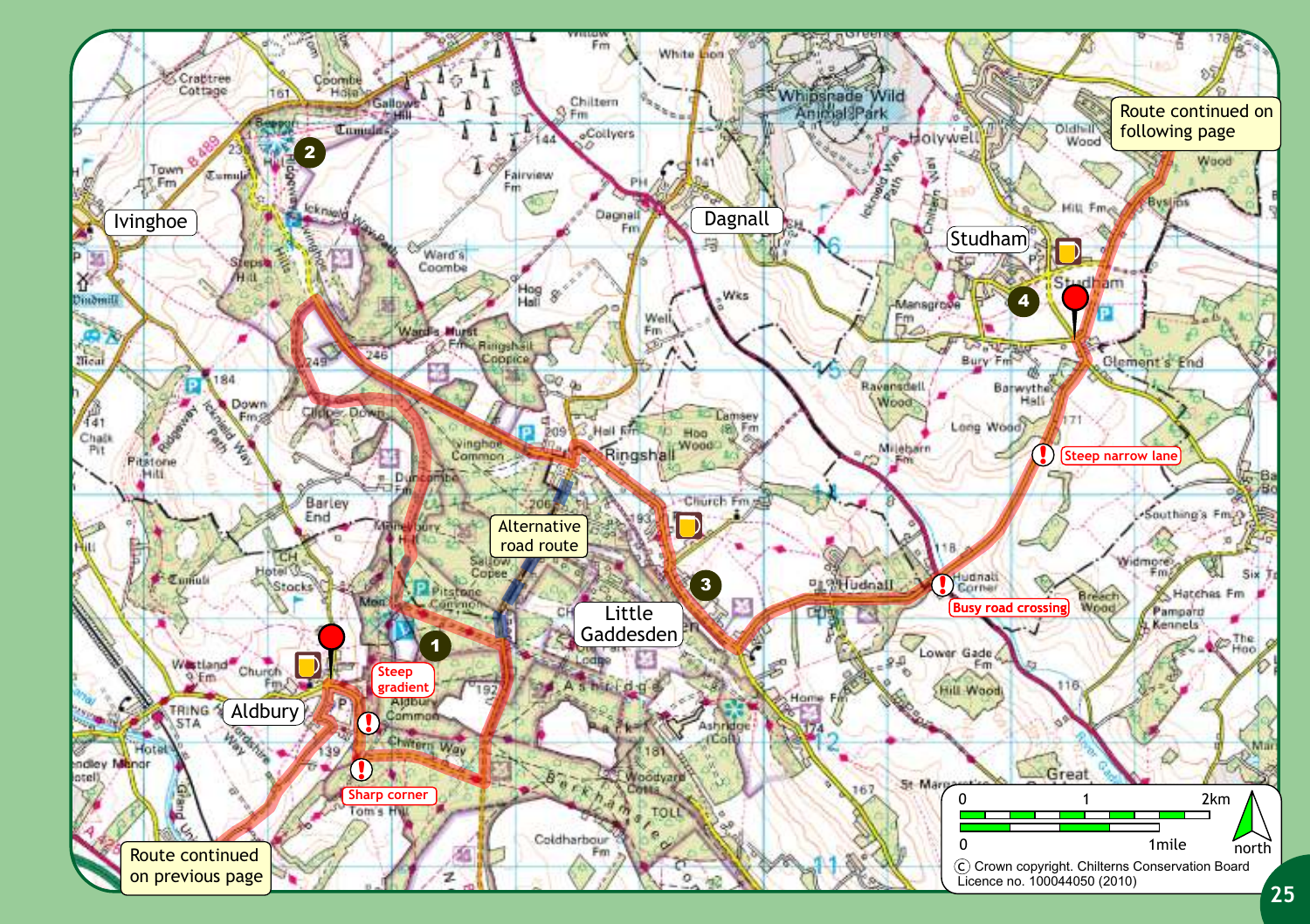Route continued on following page

Ivinghoe

2

Dagnall

Studham

4

Steep narrow lane

Alternative road route

Ringshall

3

Little Gaddesden

Busy road crossing

1

Steep gradient

Aldbury

Sharp corner

Route continued on previous page

0 1 2km

0 1mile

north

© Crown copyright. Chilterns Conservation Board Licence no. 100044050 (2010)